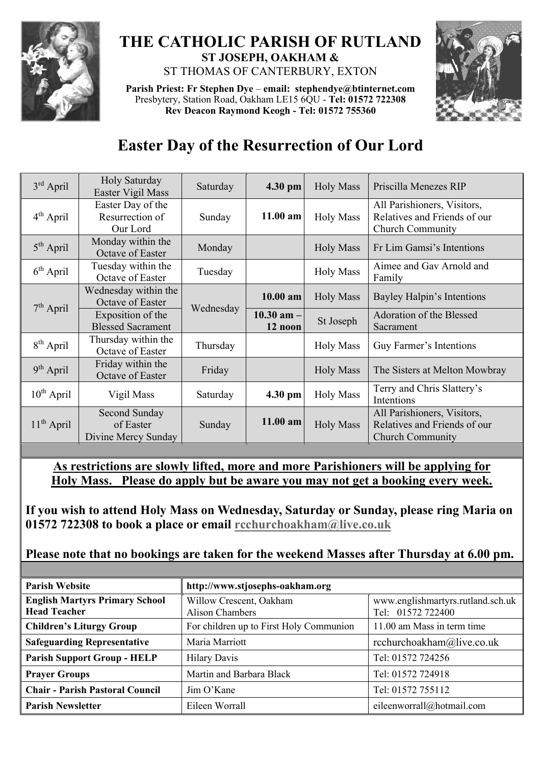# THE CATHOLIC PARISH OF RUTLAND

**ST JOSEPH, OAKHAM &**

ST THOMAS OF CANTERBURY, EXTON

**Parish Priest: Fr Stephen Dye** – **email: stephendye@btinternet.com**
Presbytery, Station Road, Oakham LE15 6QU - **Tel: 01572 722308**
**Rev Deacon Raymond Keogh - Tel: 01572 755360**

## Easter Day of the Resurrection of Our Lord

| | | | | | |
|---|---|---|---|---|---|
| 3rd April | Holy Saturday Easter Vigil Mass | Saturday | **4.30 pm** | Holy Mass | Priscilla Menezes RIP |
| 4th April | Easter Day of the Resurrection of Our Lord | Sunday | **11.00 am** | Holy Mass | All Parishioners, Visitors, Relatives and Friends of our Church Community |
| 5th April | Monday within the Octave of Easter | Monday | | Holy Mass | Fr Lim Gamsi's Intentions |
| 6th April | Tuesday within the Octave of Easter | Tuesday | | Holy Mass | Aimee and Gav Arnold and Family |
| 7th April | Wednesday within the Octave of Easter | Wednesday | **10.00 am** | Holy Mass | Bayley Halpin's Intentions |
| | Exposition of the Blessed Sacrament | | **10.30 am – 12 noon** | St Joseph | Adoration of the Blessed Sacrament |
| 8th April | Thursday within the Octave of Easter | Thursday | | Holy Mass | Guy Farmer's Intentions |
| 9th April | Friday within the Octave of Easter | Friday | | Holy Mass | The Sisters at Melton Mowbray |
| 10th April | Vigil Mass | Saturday | **4.30 pm** | Holy Mass | Terry and Chris Slattery's Intentions |
| 11th April | Second Sunday of Easter Divine Mercy Sunday | Sunday | **11.00 am** | Holy Mass | All Parishioners, Visitors, Relatives and Friends of our Church Community |

**As restrictions are slowly lifted, more and more Parishioners will be applying for Holy Mass. Please do apply but be aware you may not get a booking every week.**

**If you wish to attend Holy Mass on Wednesday, Saturday or Sunday, please ring Maria on 01572 722308 to book a place or email rcchurchoakham@live.co.uk**

**Please note that no bookings are taken for the weekend Masses after Thursday at 6.00 pm.**

| | | |
|---|---|---|
| **Parish Website** | **http://www.stjosephs-oakham.org** | |
| **English Martyrs Primary School Head Teacher** | Willow Crescent, Oakham Alison Chambers | www.englishmartyrs.rutland.sch.uk Tel: 01572 722400 |
| **Children's Liturgy Group** | For children up to First Holy Communion | 11.00 am Mass in term time |
| **Safeguarding Representative** | Maria Marriott | rcchurchoakham@live.co.uk |
| **Parish Support Group - HELP** | Hilary Davis | Tel: 01572 724256 |
| **Prayer Groups** | Martin and Barbara Black | Tel: 01572 724918 |
| **Chair - Parish Pastoral Council** | Jim O'Kane | Tel: 01572 755112 |
| **Parish Newsletter** | Eileen Worrall | eileenworrall@hotmail.com |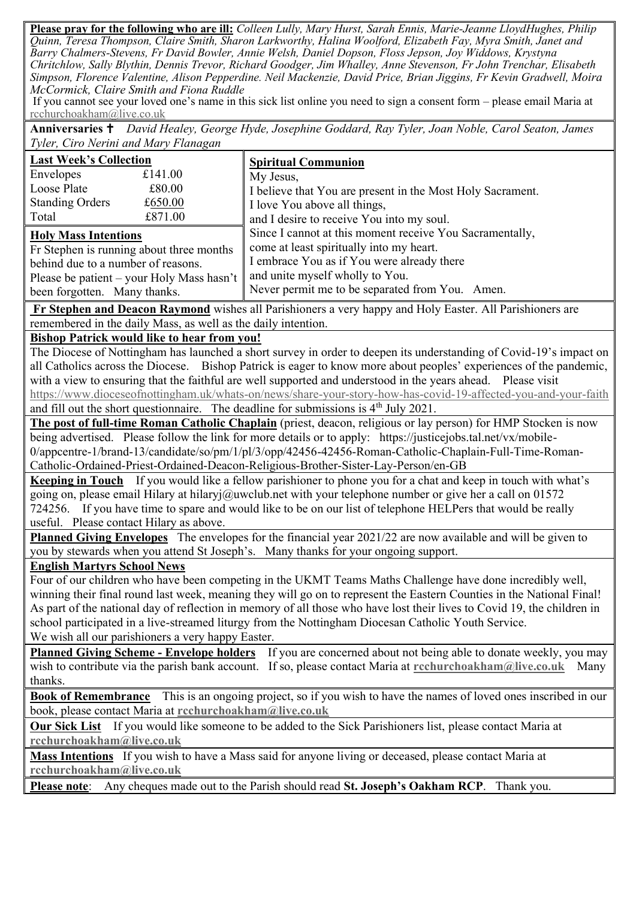**Please pray for the following who are ill:** *Colleen Lully, Mary Hurst, Sarah Ennis, Marie-Jeanne LloydHughes, Philip Quinn, Teresa Thompson, Claire Smith, Sharon Larkworthy, Halina Woolford, Elizabeth Fay, Myra Smith, Janet and Barry Chalmers-Stevens, Fr David Bowler, Annie Welsh, Daniel Dopson, Floss Jepson, Joy Widdows, Krystyna Chritchlow, Sally Blythin, Dennis Trevor, Richard Goodger, Jim Whalley, Anne Stevenson, Fr John Trenchar, Elisabeth Simpson, Florence Valentine, Alison Pepperdine. Neil Mackenzie, David Price, Brian Jiggins, Fr Kevin Gradwell, Moira McCormick, Claire Smith and Fiona Ruddle*

If you cannot see your loved one's name in this sick list online you need to sign a consent form – please email Maria at rcchurchoakham@live.co.uk

**Anniversaries ✝** *David Healey, George Hyde, Josephine Goddard, Ray Tyler, Joan Noble, Carol Seaton, James Tyler, Ciro Nerini and Mary Flanagan*

**Last Week's Collection**

| | |
|---|---|
| Envelopes | £141.00 |
| Loose Plate | £80.00 |
| Standing Orders | £650.00 |
| Total | £871.00 |

**Holy Mass Intentions**

Fr Stephen is running about three months behind due to a number of reasons. Please be patient – your Holy Mass hasn't been forgotten. Many thanks.

**Spiritual Communion**

My Jesus,
I believe that You are present in the Most Holy Sacrament.
I love You above all things,
and I desire to receive You into my soul.
Since I cannot at this moment receive You Sacramentally,
come at least spiritually into my heart.
I embrace You as if You were already there
and unite myself wholly to You.
Never permit me to be separated from You. Amen.

**Fr Stephen and Deacon Raymond** wishes all Parishioners a very happy and Holy Easter. All Parishioners are remembered in the daily Mass, as well as the daily intention.

**Bishop Patrick would like to hear from you!**

The Diocese of Nottingham has launched a short survey in order to deepen its understanding of Covid-19's impact on all Catholics across the Diocese. Bishop Patrick is eager to know more about peoples' experiences of the pandemic, with a view to ensuring that the faithful are well supported and understood in the years ahead. Please visit https://www.dioceseofnottingham.uk/whats-on/news/share-your-story-how-has-covid-19-affected-you-and-your-faith and fill out the short questionnaire. The deadline for submissions is 4th July 2021.

**The post of full-time Roman Catholic Chaplain** (priest, deacon, religious or lay person) for HMP Stocken is now being advertised. Please follow the link for more details or to apply: https://justicejobs.tal.net/vx/mobile-0/appcentre-1/brand-13/candidate/so/pm/1/pl/3/opp/42456-42456-Roman-Catholic-Chaplain-Full-Time-Roman-Catholic-Ordained-Priest-Ordained-Deacon-Religious-Brother-Sister-Lay-Person/en-GB

**Keeping in Touch** If you would like a fellow parishioner to phone you for a chat and keep in touch with what's going on, please email Hilary at hilaryj@uwclub.net with your telephone number or give her a call on 01572 724256. If you have time to spare and would like to be on our list of telephone HELPers that would be really useful. Please contact Hilary as above.

**Planned Giving Envelopes** The envelopes for the financial year 2021/22 are now available and will be given to you by stewards when you attend St Joseph's. Many thanks for your ongoing support.

**English Martyrs School News**

Four of our children who have been competing in the UKMT Teams Maths Challenge have done incredibly well, winning their final round last week, meaning they will go on to represent the Eastern Counties in the National Final! As part of the national day of reflection in memory of all those who have lost their lives to Covid 19, the children in school participated in a live-streamed liturgy from the Nottingham Diocesan Catholic Youth Service.
We wish all our parishioners a very happy Easter.

**Planned Giving Scheme - Envelope holders** If you are concerned about not being able to donate weekly, you may wish to contribute via the parish bank account. If so, please contact Maria at **rcchurchoakham@live.co.uk** Many thanks.

**Book of Remembrance** This is an ongoing project, so if you wish to have the names of loved ones inscribed in our book, please contact Maria at **rcchurchoakham@live.co.uk**

**Our Sick List** If you would like someone to be added to the Sick Parishioners list, please contact Maria at **rcchurchoakham@live.co.uk**

**Mass Intentions** If you wish to have a Mass said for anyone living or deceased, please contact Maria at **rcchurchoakham@live.co.uk**

**Please note**: Any cheques made out to the Parish should read **St. Joseph's Oakham RCP**. Thank you.